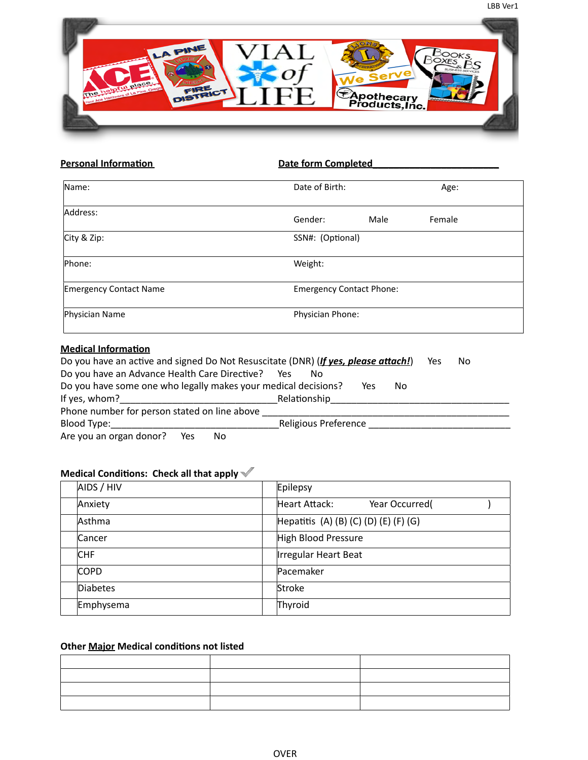LBB Ver1

# VIAL of LIFE

**Personal Information** **Date form Completed_______________________**

| | | |
|---|---|---|
| Name: | Date of Birth: | Age: |
| Address: | Gender: Male Female | |
| City & Zip: | SSN#: (Optional) | |
| Phone: | Weight: | |
| Emergency Contact Name | Emergency Contact Phone: | |
| Physician Name | Physician Phone: | |

**Medical Information**

Do you have an active and signed Do Not Resuscitate (DNR) (***If yes, please attach!***) Yes No

Do you have an Advance Health Care Directive? Yes No

Do you have some one who legally makes your medical decisions? Yes No

If yes, whom?_______________________________Relationship___________________________________

Phone number for person stated on line above _____________________________________________

Blood Type:______________________________Religious Preference ___________________________

Are you an organ donor? Yes No

**Medical Conditions: Check all that apply ✓**

| | | | |
|---|---|---|---|
| | AIDS / HIV | | Epilepsy |
| | Anxiety | | Heart Attack: Year Occurred( ) |
| | Asthma | | Hepatitis (A) (B) (C) (D) (E) (F) (G) |
| | Cancer | | High Blood Pressure |
| | CHF | | Irregular Heart Beat |
| | COPD | | Pacemaker |
| | Diabetes | | Stroke |
| | Emphysema | | Thyroid |

**Other Major Medical conditions not listed**

| | | |
|---|---|---|
| | | |
| | | |
| | | |
| | | |

OVER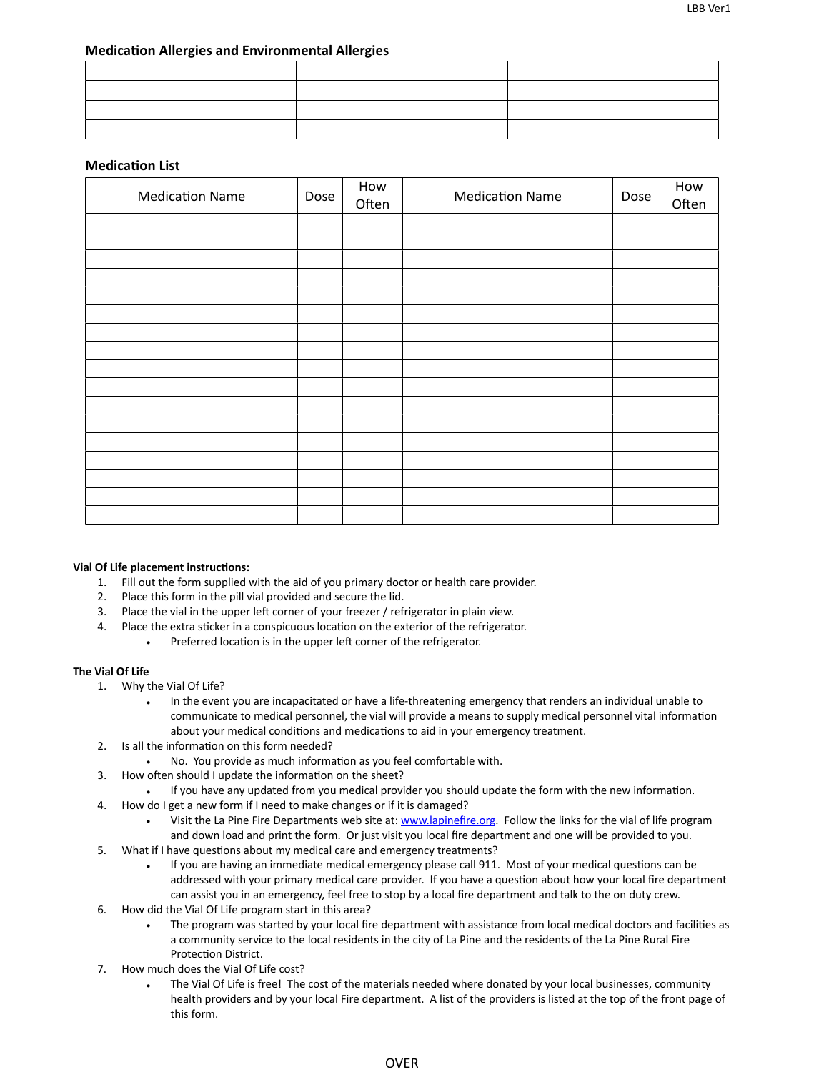## Medication Allergies and Environmental Allergies

| | | |
|---|---|---|
| | | |
| | | |
| | | |
| | | |

## Medication List

| Medication Name | Dose | How Often | Medication Name | Dose | How Often |
|---|---|---|---|---|---|
| | | | | | |
| | | | | | |
| | | | | | |
| | | | | | |
| | | | | | |
| | | | | | |
| | | | | | |
| | | | | | |
| | | | | | |
| | | | | | |
| | | | | | |
| | | | | | |
| | | | | | |
| | | | | | |
| | | | | | |
| | | | | | |
| | | | | | |

**Vial Of Life placement instructions:**

1. Fill out the form supplied with the aid of you primary doctor or health care provider.
2. Place this form in the pill vial provided and secure the lid.
3. Place the vial in the upper left corner of your freezer / refrigerator in plain view.
4. Place the extra sticker in a conspicuous location on the exterior of the refrigerator.
   - Preferred location is in the upper left corner of the refrigerator.

**The Vial Of Life**

1. Why the Vial Of Life?
   - In the event you are incapacitated or have a life-threatening emergency that renders an individual unable to communicate to medical personnel, the vial will provide a means to supply medical personnel vital information about your medical conditions and medications to aid in your emergency treatment.
2. Is all the information on this form needed?
   - No. You provide as much information as you feel comfortable with.
3. How often should I update the information on the sheet?
   - If you have any updated from you medical provider you should update the form with the new information.
4. How do I get a new form if I need to make changes or if it is damaged?
   - Visit the La Pine Fire Departments web site at: www.lapinefire.org. Follow the links for the vial of life program and down load and print the form. Or just visit you local fire department and one will be provided to you.
5. What if I have questions about my medical care and emergency treatments?
   - If you are having an immediate medical emergency please call 911. Most of your medical questions can be addressed with your primary medical care provider. If you have a question about how your local fire department can assist you in an emergency, feel free to stop by a local fire department and talk to the on duty crew.
6. How did the Vial Of Life program start in this area?
   - The program was started by your local fire department with assistance from local medical doctors and facilities as a community service to the local residents in the city of La Pine and the residents of the La Pine Rural Fire Protection District.
7. How much does the Vial Of Life cost?
   - The Vial Of Life is free! The cost of the materials needed where donated by your local businesses, community health providers and by your local Fire department. A list of the providers is listed at the top of the front page of this form.

OVER